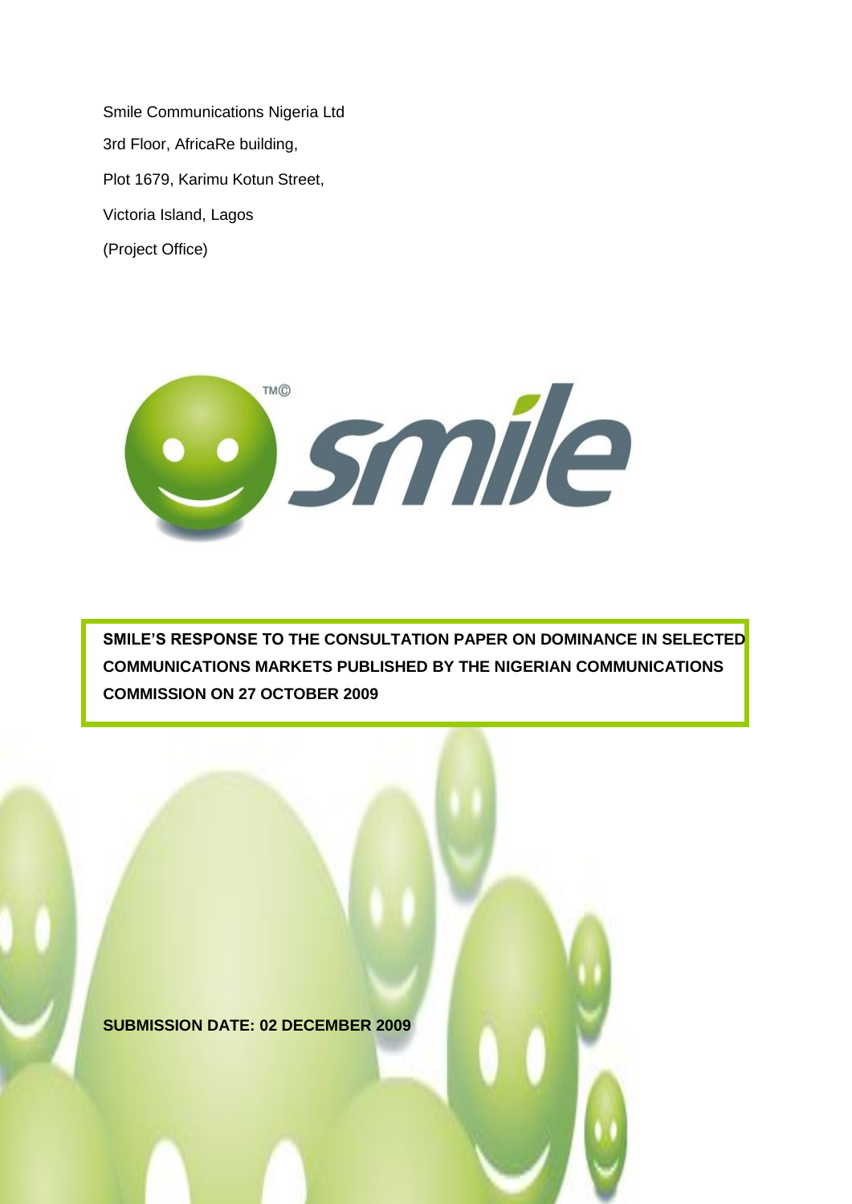Smile Communications Nigeria Ltd

3rd Floor, AfricaRe building,

Plot 1679, Karimu Kotun Street,

Victoria Island, Lagos

(Project Office)

**SMILE'S RESPONSE TO THE CONSULTATION PAPER ON DOMINANCE IN SELECTED COMMUNICATIONS MARKETS PUBLISHED BY THE NIGERIAN COMMUNICATIONS COMMISSION ON 27 OCTOBER 2009**

**SUBMISSION DATE: 02 DECEMBER 2009**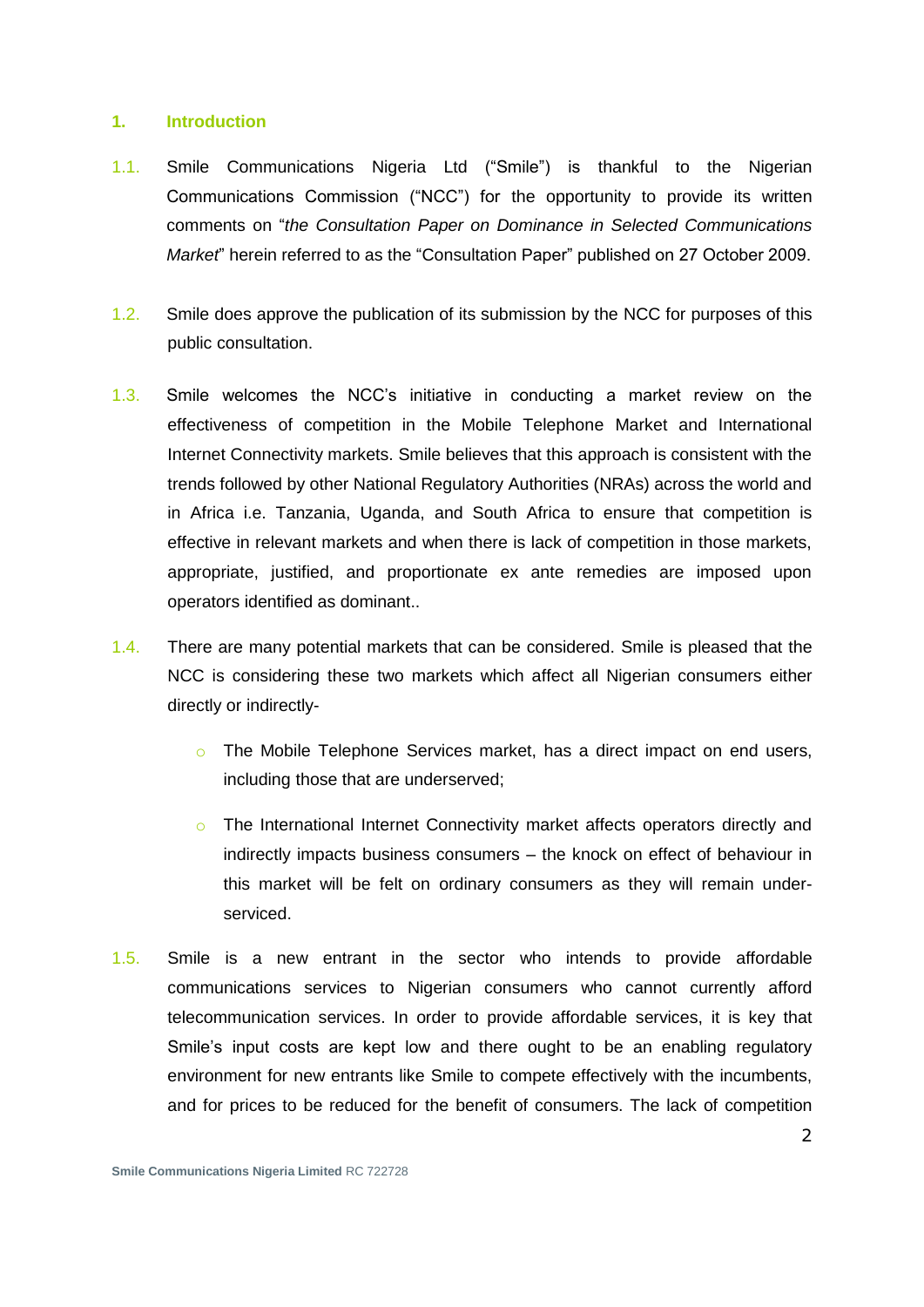## 1. Introduction

1.1. Smile Communications Nigeria Ltd ("Smile") is thankful to the Nigerian Communications Commission ("NCC") for the opportunity to provide its written comments on "*the Consultation Paper on Dominance in Selected Communications Market*" herein referred to as the "Consultation Paper" published on 27 October 2009.

1.2. Smile does approve the publication of its submission by the NCC for purposes of this public consultation.

1.3. Smile welcomes the NCC's initiative in conducting a market review on the effectiveness of competition in the Mobile Telephone Market and International Internet Connectivity markets. Smile believes that this approach is consistent with the trends followed by other National Regulatory Authorities (NRAs) across the world and in Africa i.e. Tanzania, Uganda, and South Africa to ensure that competition is effective in relevant markets and when there is lack of competition in those markets, appropriate, justified, and proportionate ex ante remedies are imposed upon operators identified as dominant..

1.4. There are many potential markets that can be considered. Smile is pleased that the NCC is considering these two markets which affect all Nigerian consumers either directly or indirectly-

- The Mobile Telephone Services market, has a direct impact on end users, including those that are underserved;
- The International Internet Connectivity market affects operators directly and indirectly impacts business consumers – the knock on effect of behaviour in this market will be felt on ordinary consumers as they will remain under-serviced.

1.5. Smile is a new entrant in the sector who intends to provide affordable communications services to Nigerian consumers who cannot currently afford telecommunication services. In order to provide affordable services, it is key that Smile's input costs are kept low and there ought to be an enabling regulatory environment for new entrants like Smile to compete effectively with the incumbents, and for prices to be reduced for the benefit of consumers. The lack of competition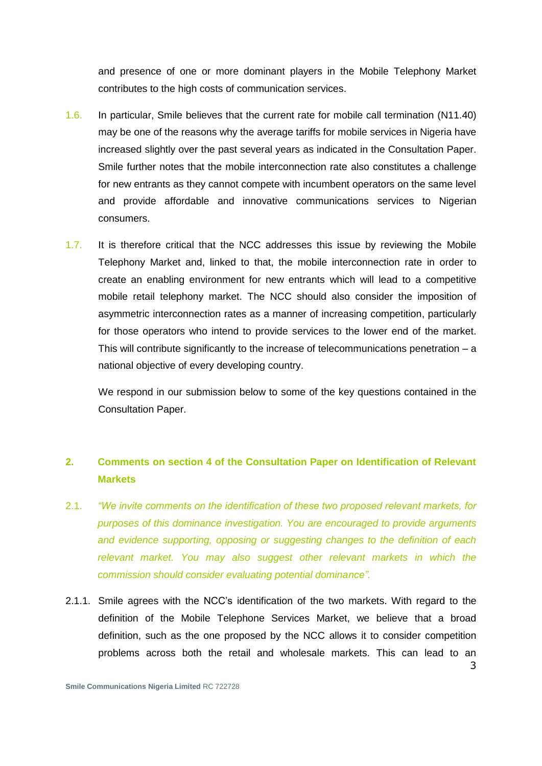and presence of one or more dominant players in the Mobile Telephony Market contributes to the high costs of communication services.

1.6. In particular, Smile believes that the current rate for mobile call termination (N11.40) may be one of the reasons why the average tariffs for mobile services in Nigeria have increased slightly over the past several years as indicated in the Consultation Paper. Smile further notes that the mobile interconnection rate also constitutes a challenge for new entrants as they cannot compete with incumbent operators on the same level and provide affordable and innovative communications services to Nigerian consumers.

1.7. It is therefore critical that the NCC addresses this issue by reviewing the Mobile Telephony Market and, linked to that, the mobile interconnection rate in order to create an enabling environment for new entrants which will lead to a competitive mobile retail telephony market. The NCC should also consider the imposition of asymmetric interconnection rates as a manner of increasing competition, particularly for those operators who intend to provide services to the lower end of the market. This will contribute significantly to the increase of telecommunications penetration – a national objective of every developing country.

We respond in our submission below to some of the key questions contained in the Consultation Paper.

## 2. Comments on section 4 of the Consultation Paper on Identification of Relevant Markets

2.1. *"We invite comments on the identification of these two proposed relevant markets, for purposes of this dominance investigation. You are encouraged to provide arguments and evidence supporting, opposing or suggesting changes to the definition of each relevant market. You may also suggest other relevant markets in which the commission should consider evaluating potential dominance".*

2.1.1. Smile agrees with the NCC's identification of the two markets. With regard to the definition of the Mobile Telephone Services Market, we believe that a broad definition, such as the one proposed by the NCC allows it to consider competition problems across both the retail and wholesale markets. This can lead to an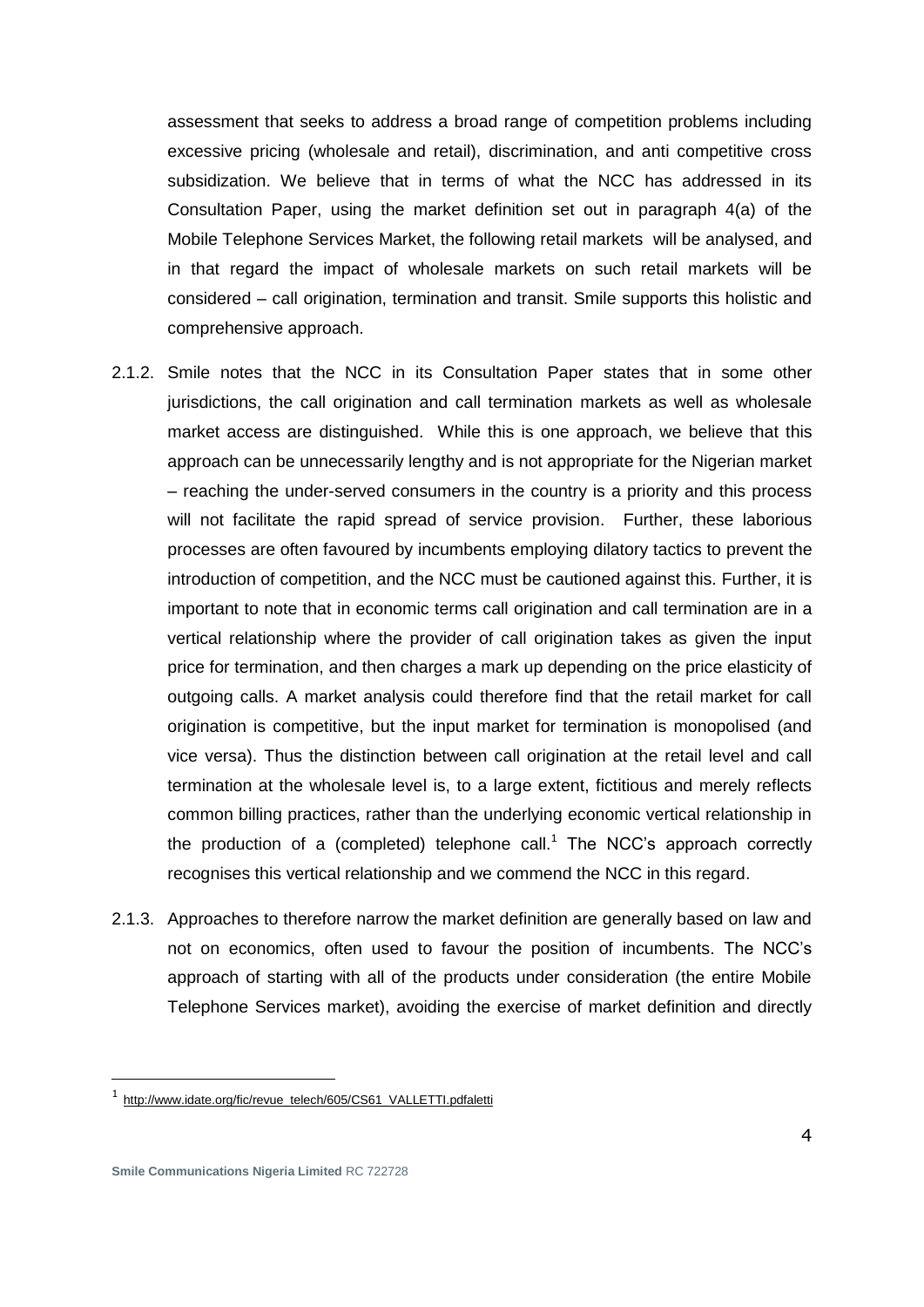assessment that seeks to address a broad range of competition problems including excessive pricing (wholesale and retail), discrimination, and anti competitive cross subsidization. We believe that in terms of what the NCC has addressed in its Consultation Paper, using the market definition set out in paragraph 4(a) of the Mobile Telephone Services Market, the following retail markets will be analysed, and in that regard the impact of wholesale markets on such retail markets will be considered – call origination, termination and transit. Smile supports this holistic and comprehensive approach.

2.1.2. Smile notes that the NCC in its Consultation Paper states that in some other jurisdictions, the call origination and call termination markets as well as wholesale market access are distinguished. While this is one approach, we believe that this approach can be unnecessarily lengthy and is not appropriate for the Nigerian market – reaching the under-served consumers in the country is a priority and this process will not facilitate the rapid spread of service provision. Further, these laborious processes are often favoured by incumbents employing dilatory tactics to prevent the introduction of competition, and the NCC must be cautioned against this. Further, it is important to note that in economic terms call origination and call termination are in a vertical relationship where the provider of call origination takes as given the input price for termination, and then charges a mark up depending on the price elasticity of outgoing calls. A market analysis could therefore find that the retail market for call origination is competitive, but the input market for termination is monopolised (and vice versa). Thus the distinction between call origination at the retail level and call termination at the wholesale level is, to a large extent, fictitious and merely reflects common billing practices, rather than the underlying economic vertical relationship in the production of a (completed) telephone call.[1] The NCC's approach correctly recognises this vertical relationship and we commend the NCC in this regard.

2.1.3. Approaches to therefore narrow the market definition are generally based on law and not on economics, often used to favour the position of incumbents. The NCC's approach of starting with all of the products under consideration (the entire Mobile Telephone Services market), avoiding the exercise of market definition and directly

[1] http://www.idate.org/fic/revue_telech/605/CS61_VALLETTI.pdfaletti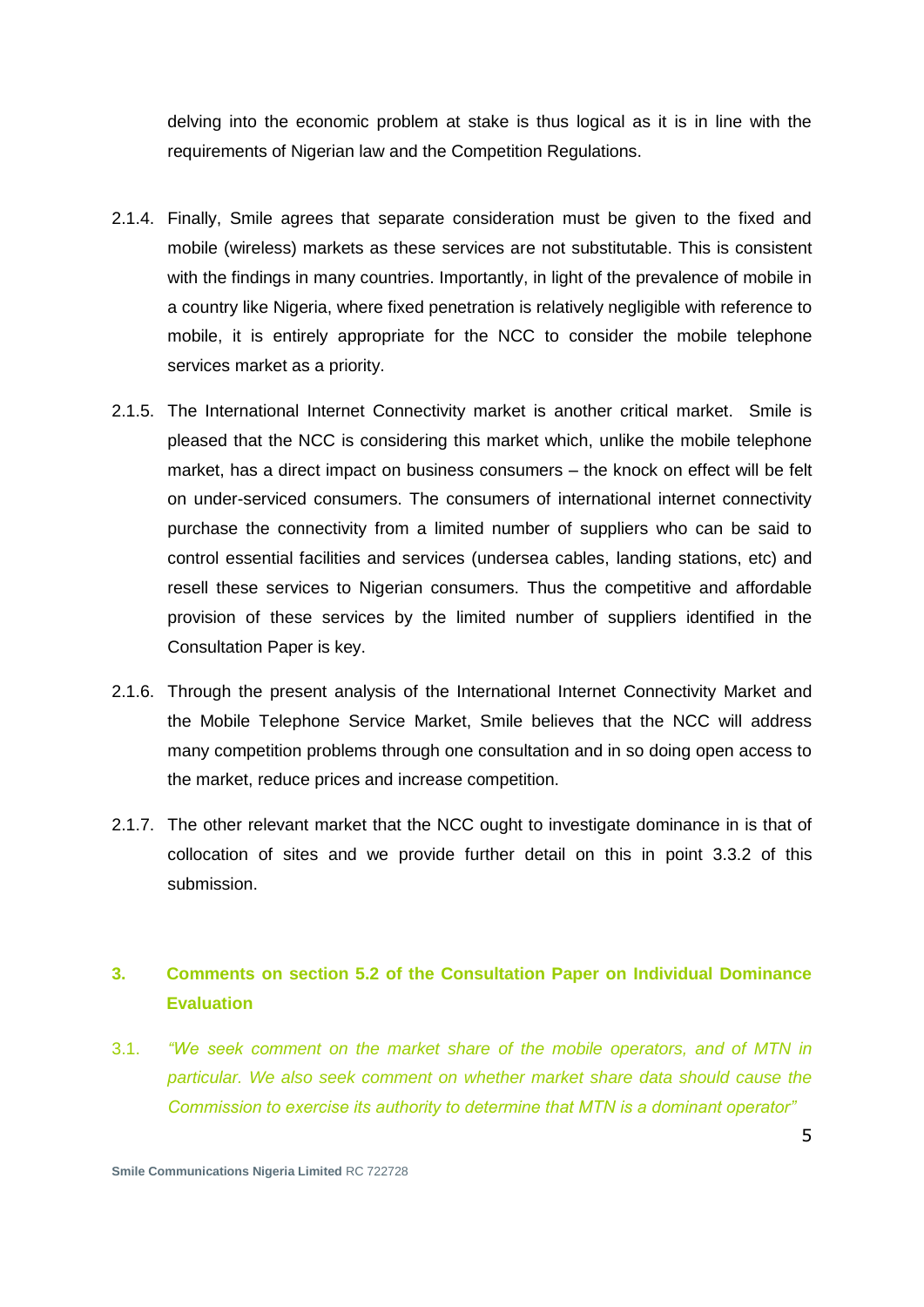delving into the economic problem at stake is thus logical as it is in line with the requirements of Nigerian law and the Competition Regulations.

2.1.4. Finally, Smile agrees that separate consideration must be given to the fixed and mobile (wireless) markets as these services are not substitutable. This is consistent with the findings in many countries. Importantly, in light of the prevalence of mobile in a country like Nigeria, where fixed penetration is relatively negligible with reference to mobile, it is entirely appropriate for the NCC to consider the mobile telephone services market as a priority.

2.1.5. The International Internet Connectivity market is another critical market. Smile is pleased that the NCC is considering this market which, unlike the mobile telephone market, has a direct impact on business consumers – the knock on effect will be felt on under-serviced consumers. The consumers of international internet connectivity purchase the connectivity from a limited number of suppliers who can be said to control essential facilities and services (undersea cables, landing stations, etc) and resell these services to Nigerian consumers. Thus the competitive and affordable provision of these services by the limited number of suppliers identified in the Consultation Paper is key.

2.1.6. Through the present analysis of the International Internet Connectivity Market and the Mobile Telephone Service Market, Smile believes that the NCC will address many competition problems through one consultation and in so doing open access to the market, reduce prices and increase competition.

2.1.7. The other relevant market that the NCC ought to investigate dominance in is that of collocation of sites and we provide further detail on this in point 3.3.2 of this submission.

## 3. Comments on section 5.2 of the Consultation Paper on Individual Dominance Evaluation

3.1. *"We seek comment on the market share of the mobile operators, and of MTN in particular. We also seek comment on whether market share data should cause the Commission to exercise its authority to determine that MTN is a dominant operator"*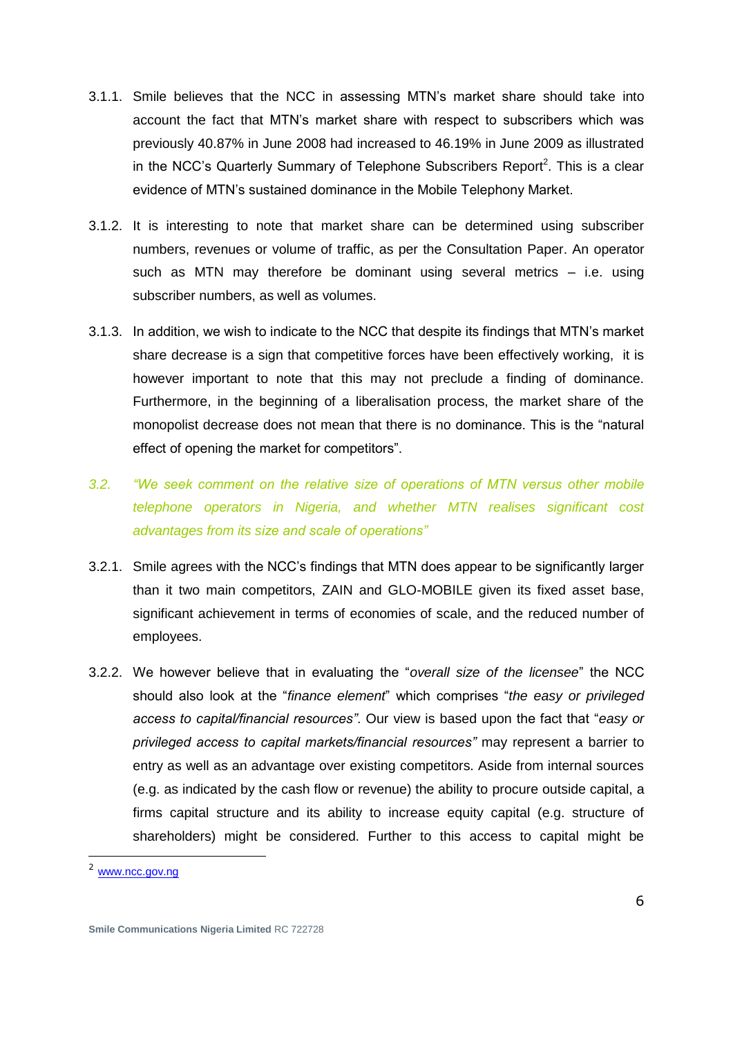3.1.1. Smile believes that the NCC in assessing MTN's market share should take into account the fact that MTN's market share with respect to subscribers which was previously 40.87% in June 2008 had increased to 46.19% in June 2009 as illustrated in the NCC's Quarterly Summary of Telephone Subscribers Report[2]. This is a clear evidence of MTN's sustained dominance in the Mobile Telephony Market.

3.1.2. It is interesting to note that market share can be determined using subscriber numbers, revenues or volume of traffic, as per the Consultation Paper. An operator such as MTN may therefore be dominant using several metrics – i.e. using subscriber numbers, as well as volumes.

3.1.3. In addition, we wish to indicate to the NCC that despite its findings that MTN's market share decrease is a sign that competitive forces have been effectively working, it is however important to note that this may not preclude a finding of dominance. Furthermore, in the beginning of a liberalisation process, the market share of the monopolist decrease does not mean that there is no dominance. This is the "natural effect of opening the market for competitors".

*3.2. "We seek comment on the relative size of operations of MTN versus other mobile telephone operators in Nigeria, and whether MTN realises significant cost advantages from its size and scale of operations"*

3.2.1. Smile agrees with the NCC's findings that MTN does appear to be significantly larger than it two main competitors, ZAIN and GLO-MOBILE given its fixed asset base, significant achievement in terms of economies of scale, and the reduced number of employees.

3.2.2. We however believe that in evaluating the "*overall size of the licensee*" the NCC should also look at the "*finance element*" which comprises "*the easy or privileged access to capital/financial resources"*. Our view is based upon the fact that "*easy or privileged access to capital markets/financial resources"* may represent a barrier to entry as well as an advantage over existing competitors. Aside from internal sources (e.g. as indicated by the cash flow or revenue) the ability to procure outside capital, a firms capital structure and its ability to increase equity capital (e.g. structure of shareholders) might be considered. Further to this access to capital might be

[2] www.ncc.gov.ng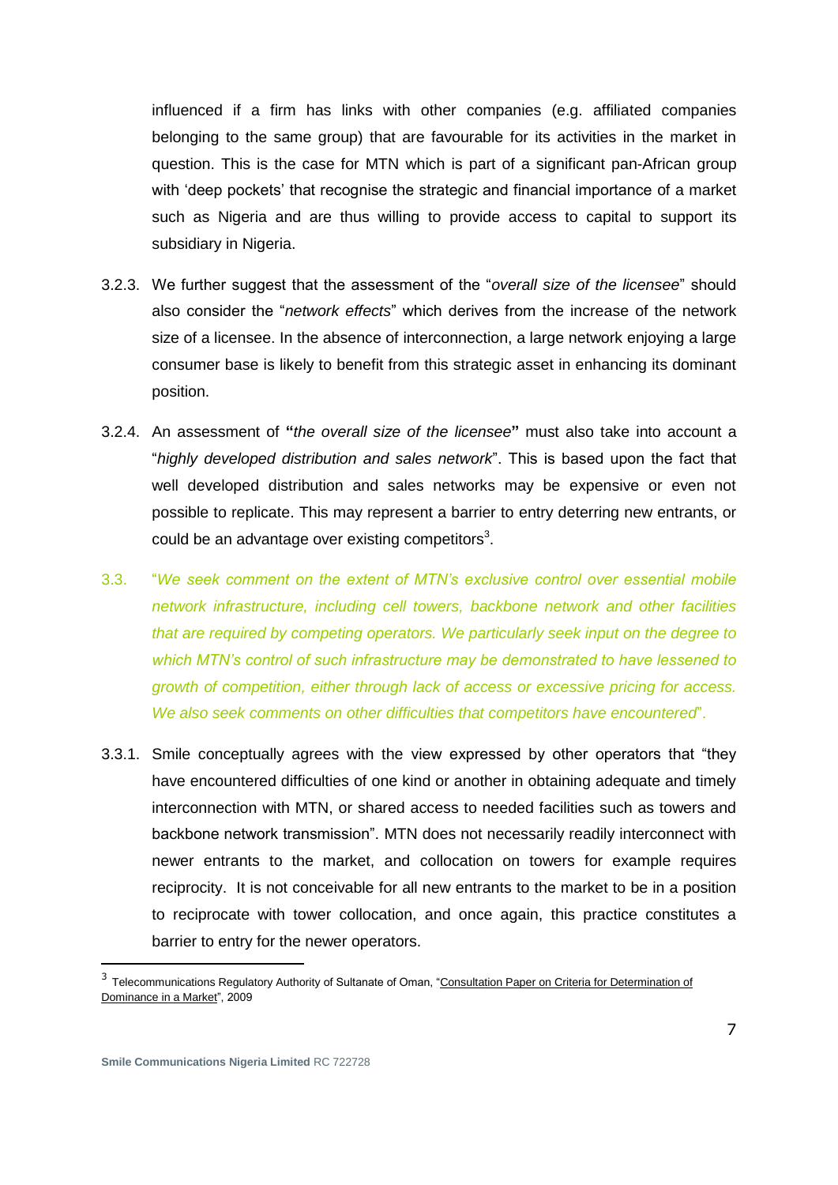influenced if a firm has links with other companies (e.g. affiliated companies belonging to the same group) that are favourable for its activities in the market in question. This is the case for MTN which is part of a significant pan-African group with 'deep pockets' that recognise the strategic and financial importance of a market such as Nigeria and are thus willing to provide access to capital to support its subsidiary in Nigeria.

3.2.3. We further suggest that the assessment of the "*overall size of the licensee*" should also consider the "*network effects*" which derives from the increase of the network size of a licensee. In the absence of interconnection, a large network enjoying a large consumer base is likely to benefit from this strategic asset in enhancing its dominant position.

3.2.4. An assessment of **"***the overall size of the licensee***"** must also take into account a "*highly developed distribution and sales network*". This is based upon the fact that well developed distribution and sales networks may be expensive or even not possible to replicate. This may represent a barrier to entry deterring new entrants, or could be an advantage over existing competitors[3].

3.3. "*We seek comment on the extent of MTN's exclusive control over essential mobile network infrastructure, including cell towers, backbone network and other facilities that are required by competing operators. We particularly seek input on the degree to which MTN's control of such infrastructure may be demonstrated to have lessened to growth of competition, either through lack of access or excessive pricing for access. We also seek comments on other difficulties that competitors have encountered*".

3.3.1. Smile conceptually agrees with the view expressed by other operators that "they have encountered difficulties of one kind or another in obtaining adequate and timely interconnection with MTN, or shared access to needed facilities such as towers and backbone network transmission". MTN does not necessarily readily interconnect with newer entrants to the market, and collocation on towers for example requires reciprocity. It is not conceivable for all new entrants to the market to be in a position to reciprocate with tower collocation, and once again, this practice constitutes a barrier to entry for the newer operators.

---

[3] Telecommunications Regulatory Authority of Sultanate of Oman, "Consultation Paper on Criteria for Determination of Dominance in a Market", 2009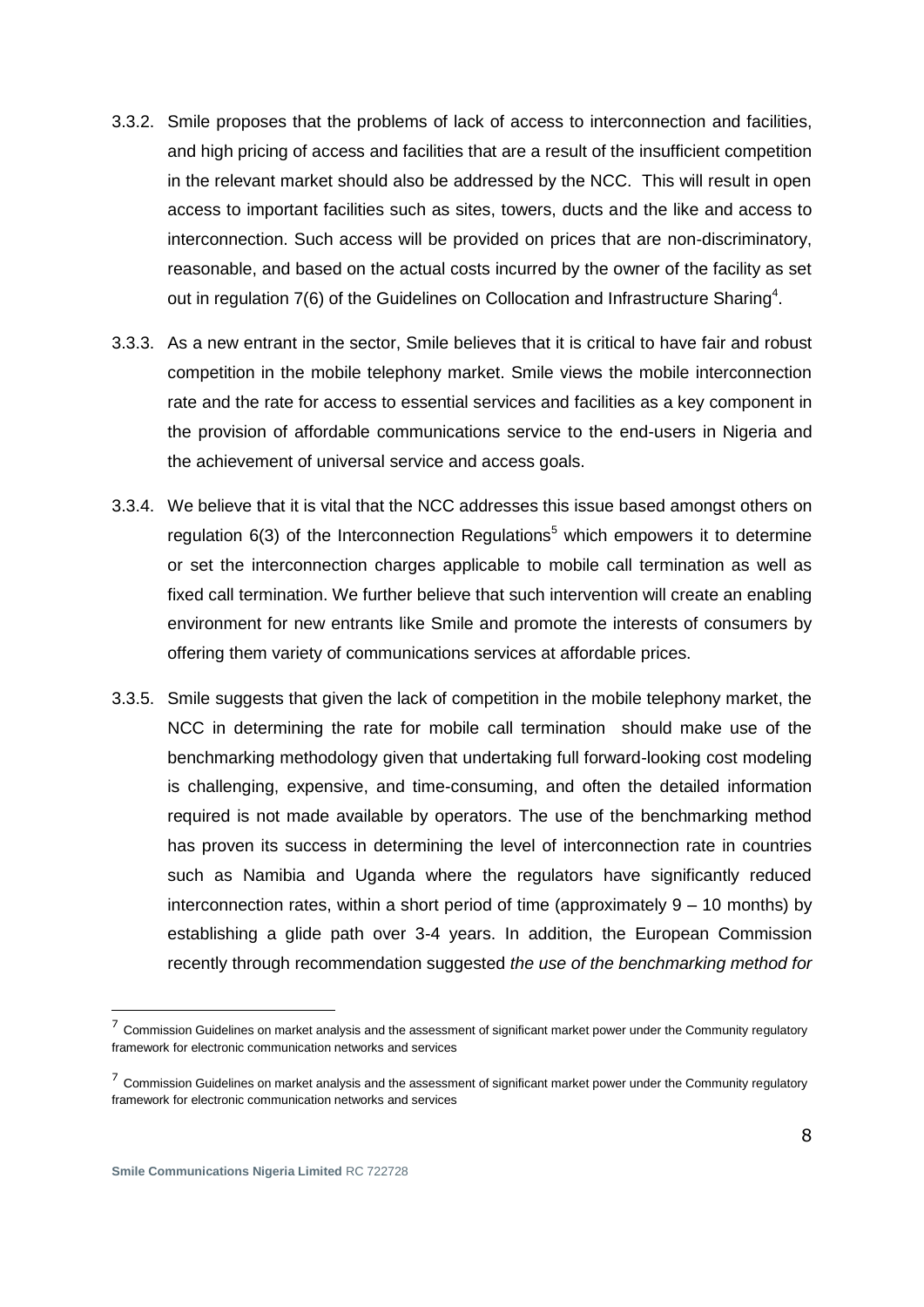3.3.2. Smile proposes that the problems of lack of access to interconnection and facilities, and high pricing of access and facilities that are a result of the insufficient competition in the relevant market should also be addressed by the NCC. This will result in open access to important facilities such as sites, towers, ducts and the like and access to interconnection. Such access will be provided on prices that are non-discriminatory, reasonable, and based on the actual costs incurred by the owner of the facility as set out in regulation 7(6) of the Guidelines on Collocation and Infrastructure Sharing[4].

3.3.3. As a new entrant in the sector, Smile believes that it is critical to have fair and robust competition in the mobile telephony market. Smile views the mobile interconnection rate and the rate for access to essential services and facilities as a key component in the provision of affordable communications service to the end-users in Nigeria and the achievement of universal service and access goals.

3.3.4. We believe that it is vital that the NCC addresses this issue based amongst others on regulation 6(3) of the Interconnection Regulations[5] which empowers it to determine or set the interconnection charges applicable to mobile call termination as well as fixed call termination. We further believe that such intervention will create an enabling environment for new entrants like Smile and promote the interests of consumers by offering them variety of communications services at affordable prices.

3.3.5. Smile suggests that given the lack of competition in the mobile telephony market, the NCC in determining the rate for mobile call termination should make use of the benchmarking methodology given that undertaking full forward-looking cost modeling is challenging, expensive, and time-consuming, and often the detailed information required is not made available by operators. The use of the benchmarking method has proven its success in determining the level of interconnection rate in countries such as Namibia and Uganda where the regulators have significantly reduced interconnection rates, within a short period of time (approximately 9 – 10 months) by establishing a glide path over 3-4 years. In addition, the European Commission recently through recommendation suggested *the use of the benchmarking method for*

---

[7] Commission Guidelines on market analysis and the assessment of significant market power under the Community regulatory framework for electronic communication networks and services

[7] Commission Guidelines on market analysis and the assessment of significant market power under the Community regulatory framework for electronic communication networks and services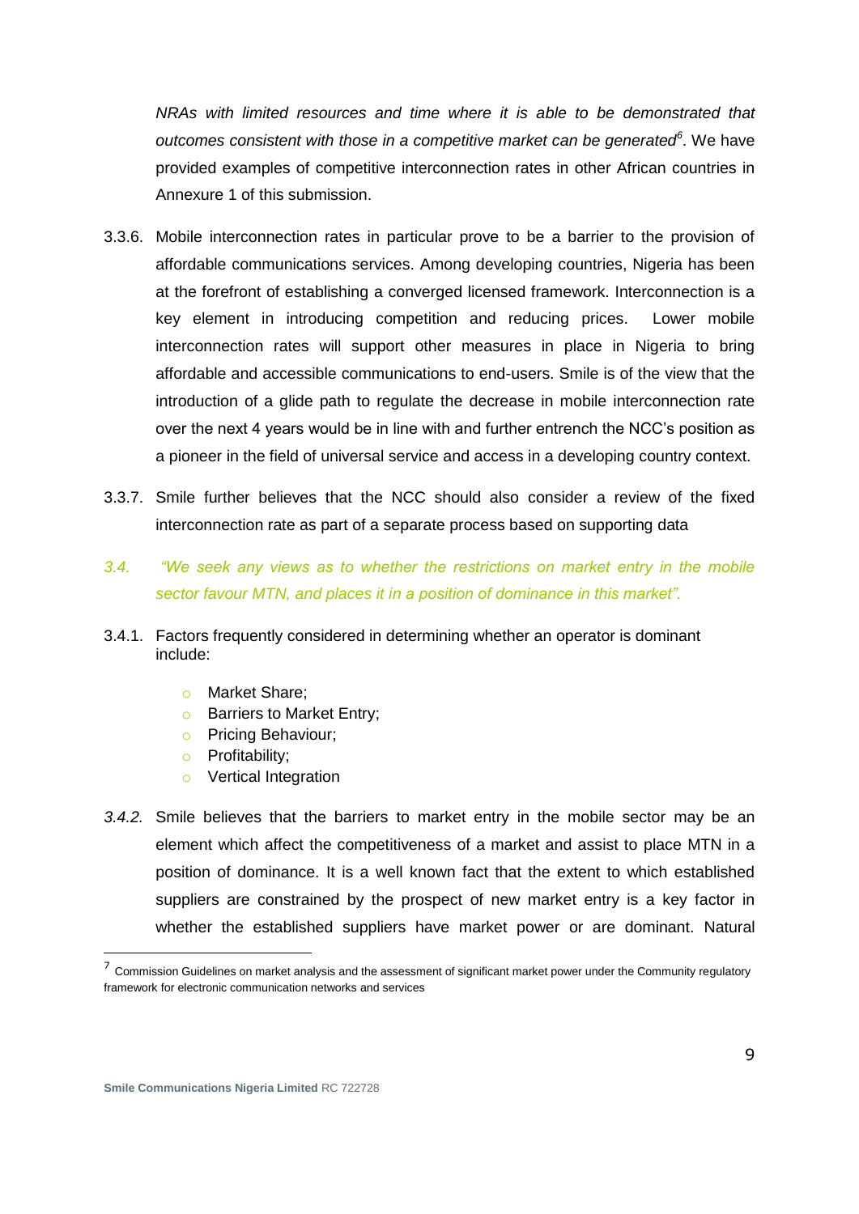*NRAs with limited resources and time where it is able to be demonstrated that outcomes consistent with those in a competitive market can be generated*[6]. We have provided examples of competitive interconnection rates in other African countries in Annexure 1 of this submission.

3.3.6. Mobile interconnection rates in particular prove to be a barrier to the provision of affordable communications services. Among developing countries, Nigeria has been at the forefront of establishing a converged licensed framework. Interconnection is a key element in introducing competition and reducing prices. Lower mobile interconnection rates will support other measures in place in Nigeria to bring affordable and accessible communications to end-users. Smile is of the view that the introduction of a glide path to regulate the decrease in mobile interconnection rate over the next 4 years would be in line with and further entrench the NCC's position as a pioneer in the field of universal service and access in a developing country context.

3.3.7. Smile further believes that the NCC should also consider a review of the fixed interconnection rate as part of a separate process based on supporting data

*3.4. "We seek any views as to whether the restrictions on market entry in the mobile sector favour MTN, and places it in a position of dominance in this market".*

3.4.1. Factors frequently considered in determining whether an operator is dominant include:

- Market Share;
- Barriers to Market Entry;
- Pricing Behaviour;
- Profitability;
- Vertical Integration

*3.4.2.* Smile believes that the barriers to market entry in the mobile sector may be an element which affect the competitiveness of a market and assist to place MTN in a position of dominance. It is a well known fact that the extent to which established suppliers are constrained by the prospect of new market entry is a key factor in whether the established suppliers have market power or are dominant. Natural

[7] Commission Guidelines on market analysis and the assessment of significant market power under the Community regulatory framework for electronic communication networks and services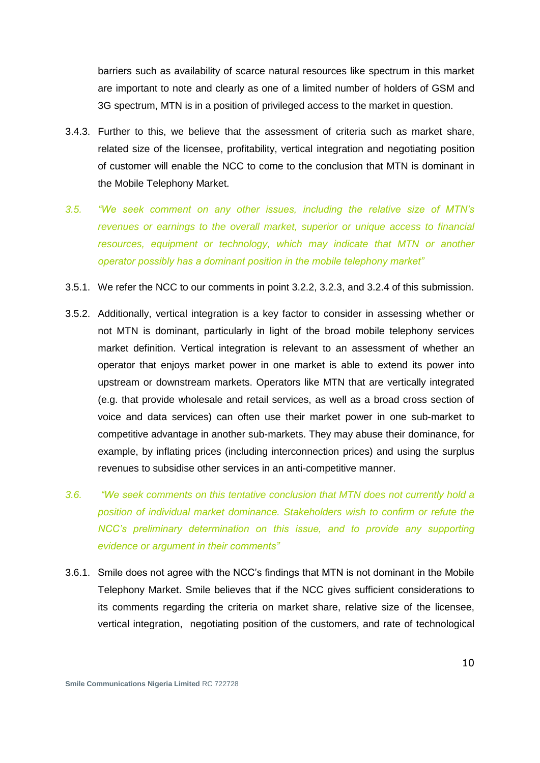barriers such as availability of scarce natural resources like spectrum in this market are important to note and clearly as one of a limited number of holders of GSM and 3G spectrum, MTN is in a position of privileged access to the market in question.

3.4.3. Further to this, we believe that the assessment of criteria such as market share, related size of the licensee, profitability, vertical integration and negotiating position of customer will enable the NCC to come to the conclusion that MTN is dominant in the Mobile Telephony Market.

*3.5. "We seek comment on any other issues, including the relative size of MTN's revenues or earnings to the overall market, superior or unique access to financial resources, equipment or technology, which may indicate that MTN or another operator possibly has a dominant position in the mobile telephony market"*

3.5.1. We refer the NCC to our comments in point 3.2.2, 3.2.3, and 3.2.4 of this submission.

3.5.2. Additionally, vertical integration is a key factor to consider in assessing whether or not MTN is dominant, particularly in light of the broad mobile telephony services market definition. Vertical integration is relevant to an assessment of whether an operator that enjoys market power in one market is able to extend its power into upstream or downstream markets. Operators like MTN that are vertically integrated (e.g. that provide wholesale and retail services, as well as a broad cross section of voice and data services) can often use their market power in one sub-market to competitive advantage in another sub-markets. They may abuse their dominance, for example, by inflating prices (including interconnection prices) and using the surplus revenues to subsidise other services in an anti-competitive manner.

*3.6. "We seek comments on this tentative conclusion that MTN does not currently hold a position of individual market dominance. Stakeholders wish to confirm or refute the NCC's preliminary determination on this issue, and to provide any supporting evidence or argument in their comments"*

3.6.1. Smile does not agree with the NCC's findings that MTN is not dominant in the Mobile Telephony Market. Smile believes that if the NCC gives sufficient considerations to its comments regarding the criteria on market share, relative size of the licensee, vertical integration, negotiating position of the customers, and rate of technological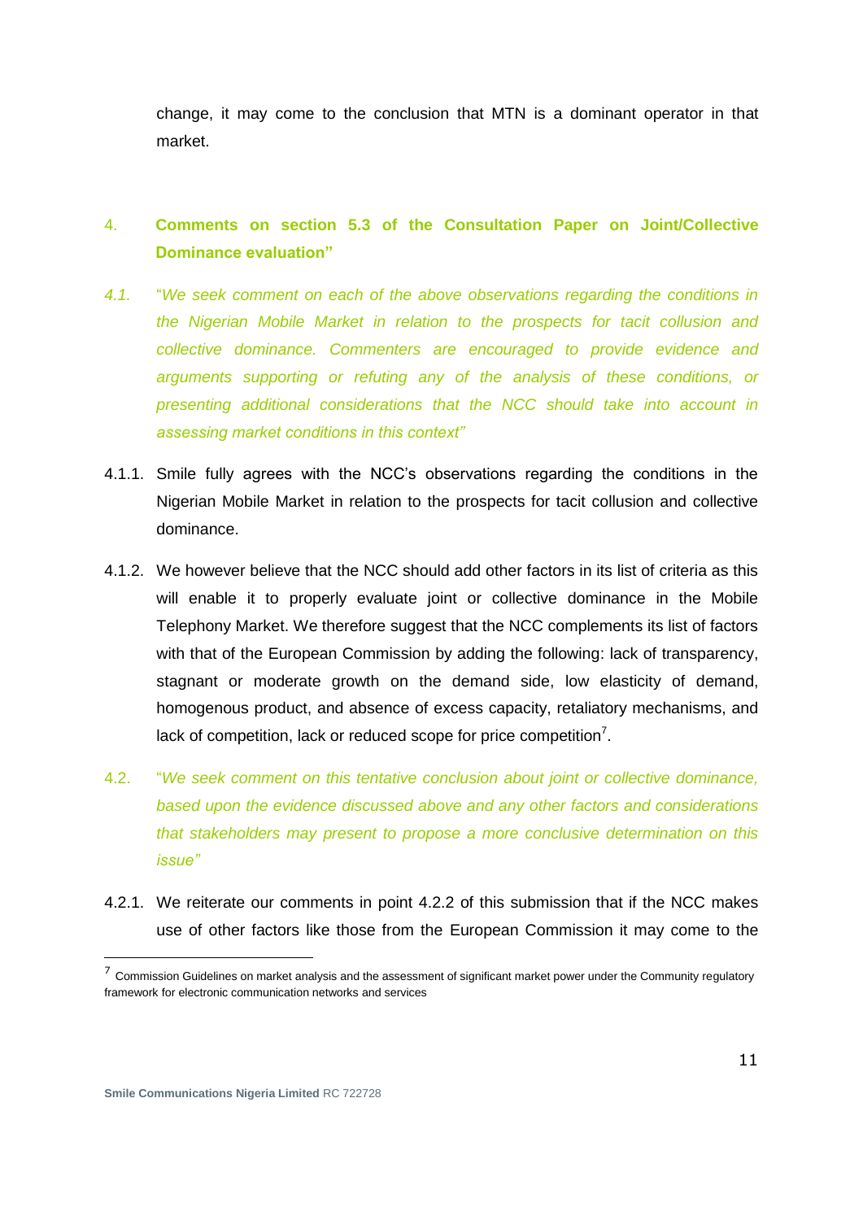change, it may come to the conclusion that MTN is a dominant operator in that market.

## 4. Comments on section 5.3 of the Consultation Paper on Joint/Collective Dominance evaluation"

4.1. "*We seek comment on each of the above observations regarding the conditions in the Nigerian Mobile Market in relation to the prospects for tacit collusion and collective dominance. Commenters are encouraged to provide evidence and arguments supporting or refuting any of the analysis of these conditions, or presenting additional considerations that the NCC should take into account in assessing market conditions in this context"*

4.1.1. Smile fully agrees with the NCC's observations regarding the conditions in the Nigerian Mobile Market in relation to the prospects for tacit collusion and collective dominance.

4.1.2. We however believe that the NCC should add other factors in its list of criteria as this will enable it to properly evaluate joint or collective dominance in the Mobile Telephony Market. We therefore suggest that the NCC complements its list of factors with that of the European Commission by adding the following: lack of transparency, stagnant or moderate growth on the demand side, low elasticity of demand, homogenous product, and absence of excess capacity, retaliatory mechanisms, and lack of competition, lack or reduced scope for price competition[7].

4.2. "*We seek comment on this tentative conclusion about joint or collective dominance, based upon the evidence discussed above and any other factors and considerations that stakeholders may present to propose a more conclusive determination on this issue"*

4.2.1. We reiterate our comments in point 4.2.2 of this submission that if the NCC makes use of other factors like those from the European Commission it may come to the

[7] Commission Guidelines on market analysis and the assessment of significant market power under the Community regulatory framework for electronic communication networks and services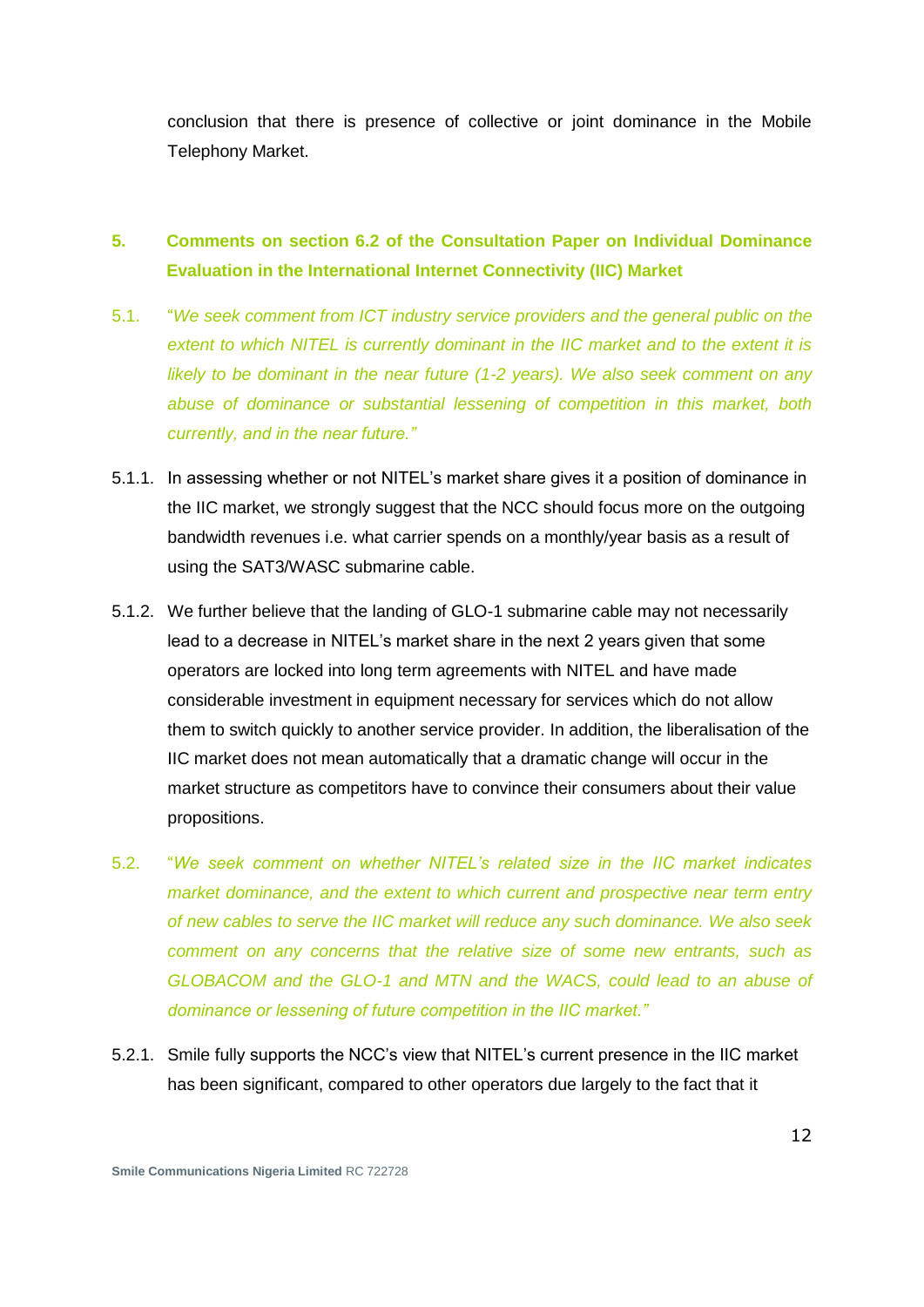conclusion that there is presence of collective or joint dominance in the Mobile Telephony Market.

## 5. Comments on section 6.2 of the Consultation Paper on Individual Dominance Evaluation in the International Internet Connectivity (IIC) Market

5.1. "*We seek comment from ICT industry service providers and the general public on the extent to which NITEL is currently dominant in the IIC market and to the extent it is likely to be dominant in the near future (1-2 years). We also seek comment on any abuse of dominance or substantial lessening of competition in this market, both currently, and in the near future.*"

5.1.1. In assessing whether or not NITEL's market share gives it a position of dominance in the IIC market, we strongly suggest that the NCC should focus more on the outgoing bandwidth revenues i.e. what carrier spends on a monthly/year basis as a result of using the SAT3/WASC submarine cable.

5.1.2. We further believe that the landing of GLO-1 submarine cable may not necessarily lead to a decrease in NITEL's market share in the next 2 years given that some operators are locked into long term agreements with NITEL and have made considerable investment in equipment necessary for services which do not allow them to switch quickly to another service provider. In addition, the liberalisation of the IIC market does not mean automatically that a dramatic change will occur in the market structure as competitors have to convince their consumers about their value propositions.

5.2. "*We seek comment on whether NITEL's related size in the IIC market indicates market dominance, and the extent to which current and prospective near term entry of new cables to serve the IIC market will reduce any such dominance. We also seek comment on any concerns that the relative size of some new entrants, such as GLOBACOM and the GLO-1 and MTN and the WACS, could lead to an abuse of dominance or lessening of future competition in the IIC market.*"

5.2.1. Smile fully supports the NCC's view that NITEL's current presence in the IIC market has been significant, compared to other operators due largely to the fact that it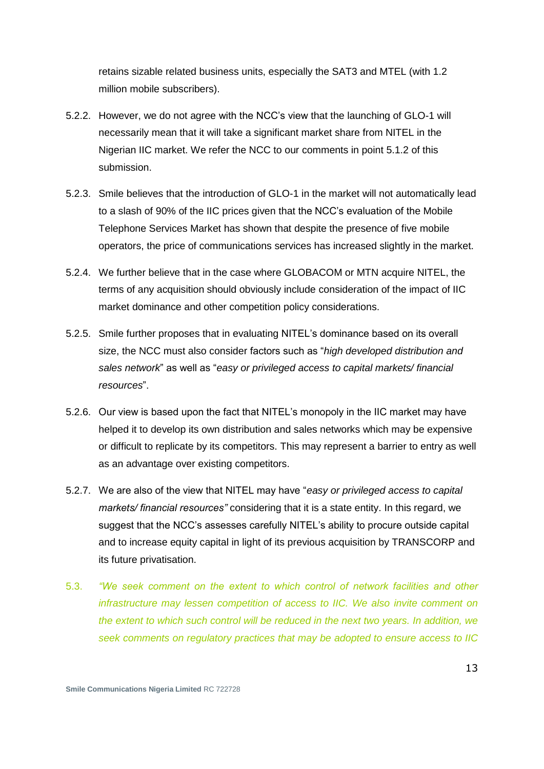retains sizable related business units, especially the SAT3 and MTEL (with 1.2 million mobile subscribers).

5.2.2. However, we do not agree with the NCC's view that the launching of GLO-1 will necessarily mean that it will take a significant market share from NITEL in the Nigerian IIC market. We refer the NCC to our comments in point 5.1.2 of this submission.

5.2.3. Smile believes that the introduction of GLO-1 in the market will not automatically lead to a slash of 90% of the IIC prices given that the NCC's evaluation of the Mobile Telephone Services Market has shown that despite the presence of five mobile operators, the price of communications services has increased slightly in the market.

5.2.4. We further believe that in the case where GLOBACOM or MTN acquire NITEL, the terms of any acquisition should obviously include consideration of the impact of IIC market dominance and other competition policy considerations.

5.2.5. Smile further proposes that in evaluating NITEL's dominance based on its overall size, the NCC must also consider factors such as "*high developed distribution and sales network*" as well as "*easy or privileged access to capital markets/ financial resources*".

5.2.6. Our view is based upon the fact that NITEL's monopoly in the IIC market may have helped it to develop its own distribution and sales networks which may be expensive or difficult to replicate by its competitors. This may represent a barrier to entry as well as an advantage over existing competitors.

5.2.7. We are also of the view that NITEL may have "*easy or privileged access to capital markets/ financial resources"* considering that it is a state entity. In this regard, we suggest that the NCC's assesses carefully NITEL's ability to procure outside capital and to increase equity capital in light of its previous acquisition by TRANSCORP and its future privatisation.

5.3. *"We seek comment on the extent to which control of network facilities and other infrastructure may lessen competition of access to IIC. We also invite comment on the extent to which such control will be reduced in the next two years. In addition, we seek comments on regulatory practices that may be adopted to ensure access to IIC*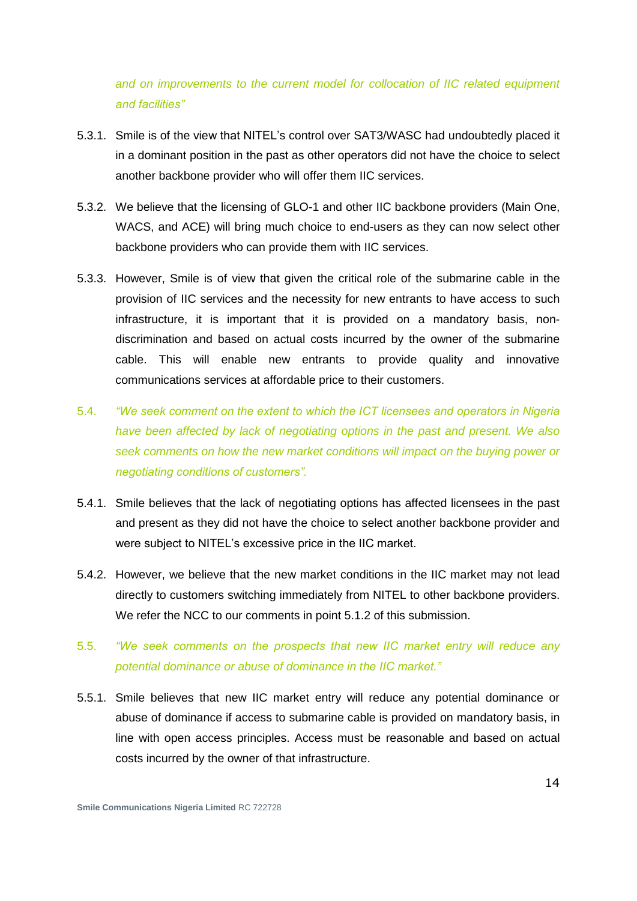*and on improvements to the current model for collocation of IIC related equipment and facilities"*

5.3.1. Smile is of the view that NITEL's control over SAT3/WASC had undoubtedly placed it in a dominant position in the past as other operators did not have the choice to select another backbone provider who will offer them IIC services.

5.3.2. We believe that the licensing of GLO-1 and other IIC backbone providers (Main One, WACS, and ACE) will bring much choice to end-users as they can now select other backbone providers who can provide them with IIC services.

5.3.3. However, Smile is of view that given the critical role of the submarine cable in the provision of IIC services and the necessity for new entrants to have access to such infrastructure, it is important that it is provided on a mandatory basis, non-discrimination and based on actual costs incurred by the owner of the submarine cable. This will enable new entrants to provide quality and innovative communications services at affordable price to their customers.

5.4. *"We seek comment on the extent to which the ICT licensees and operators in Nigeria have been affected by lack of negotiating options in the past and present. We also seek comments on how the new market conditions will impact on the buying power or negotiating conditions of customers".*

5.4.1. Smile believes that the lack of negotiating options has affected licensees in the past and present as they did not have the choice to select another backbone provider and were subject to NITEL's excessive price in the IIC market.

5.4.2. However, we believe that the new market conditions in the IIC market may not lead directly to customers switching immediately from NITEL to other backbone providers. We refer the NCC to our comments in point 5.1.2 of this submission.

5.5. *"We seek comments on the prospects that new IIC market entry will reduce any potential dominance or abuse of dominance in the IIC market."*

5.5.1. Smile believes that new IIC market entry will reduce any potential dominance or abuse of dominance if access to submarine cable is provided on mandatory basis, in line with open access principles. Access must be reasonable and based on actual costs incurred by the owner of that infrastructure.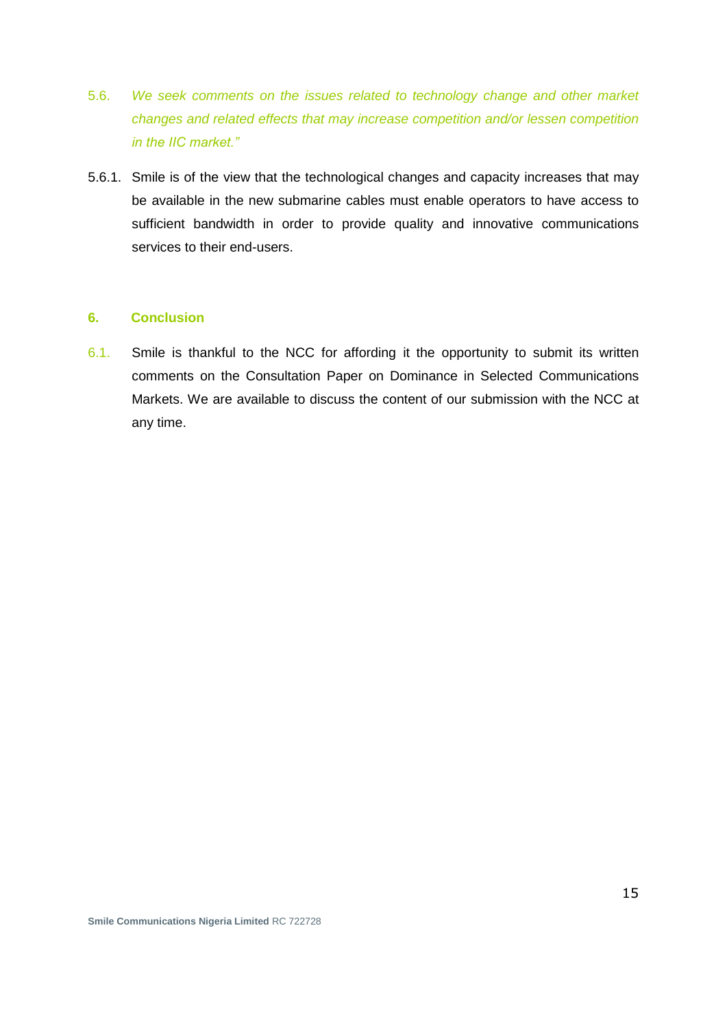5.6. *We seek comments on the issues related to technology change and other market changes and related effects that may increase competition and/or lessen competition in the IIC market."*

5.6.1. Smile is of the view that the technological changes and capacity increases that may be available in the new submarine cables must enable operators to have access to sufficient bandwidth in order to provide quality and innovative communications services to their end-users.

## 6. Conclusion

6.1. Smile is thankful to the NCC for affording it the opportunity to submit its written comments on the Consultation Paper on Dominance in Selected Communications Markets. We are available to discuss the content of our submission with the NCC at any time.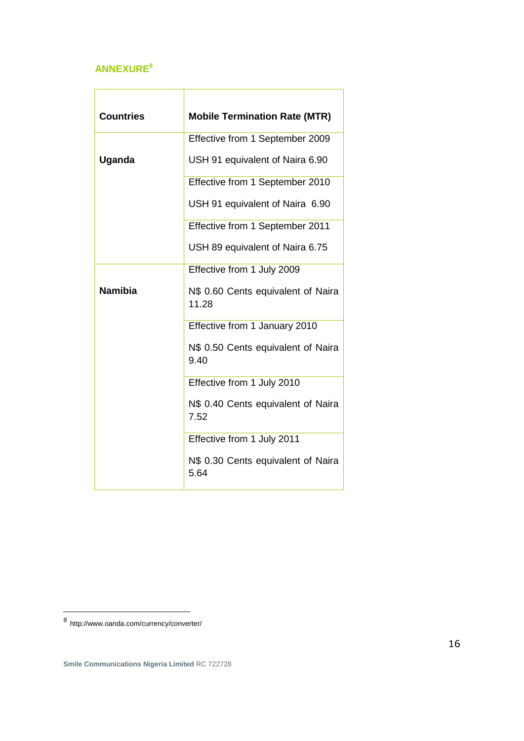## ANNEXURE[8]

| Countries | Mobile Termination Rate (MTR) |
|---|---|
| Uganda | Effective from 1 September 2009<br>USH 91 equivalent of Naira 6.90 |
| | Effective from 1 September 2010<br>USH 91 equivalent of Naira 6.90 |
| | Effective from 1 September 2011<br>USH 89 equivalent of Naira 6.75 |
| Namibia | Effective from 1 July 2009<br>N$ 0.60 Cents equivalent of Naira 11.28 |
| | Effective from 1 January 2010<br>N$ 0.50 Cents equivalent of Naira 9.40 |
| | Effective from 1 July 2010<br>N$ 0.40 Cents equivalent of Naira 7.52 |
| | Effective from 1 July 2011<br>N$ 0.30 Cents equivalent of Naira 5.64 |

[8] http://www.oanda.com/currency/converter/

**Smile Communications Nigeria Limited** RC 722728